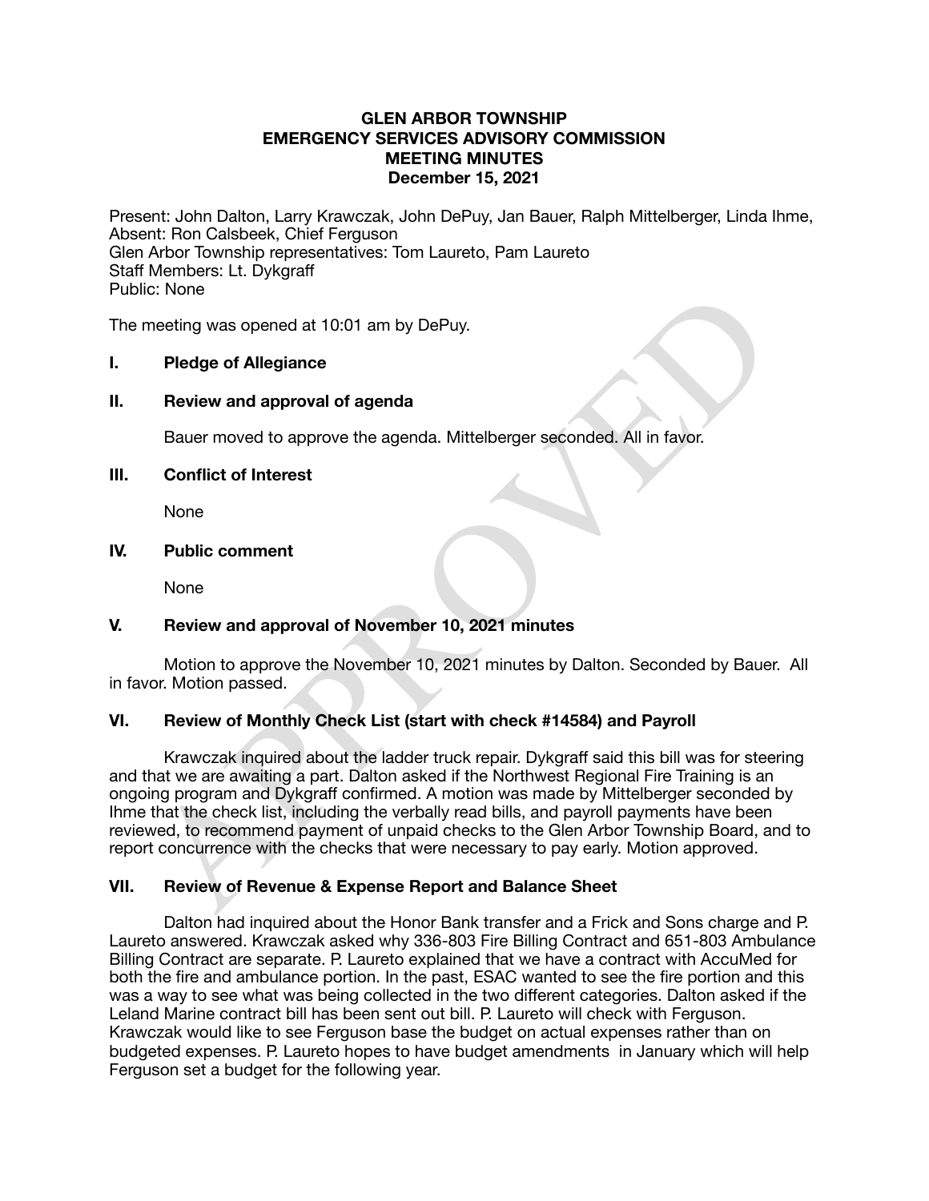# GLEN ARBOR TOWNSHIP
# EMERGENCY SERVICES ADVISORY COMMISSION
# MEETING MINUTES
## December 15, 2021

Present: John Dalton, Larry Krawczak, John DePuy, Jan Bauer, Ralph Mittelberger, Linda Ihme,
Absent: Ron Calsbeek, Chief Ferguson
Glen Arbor Township representatives: Tom Laureto, Pam Laureto
Staff Members: Lt. Dykgraff
Public: None

The meeting was opened at 10:01 am by DePuy.

## I. Pledge of Allegiance

## II. Review and approval of agenda

Bauer moved to approve the agenda. Mittelberger seconded. All in favor.

## III. Conflict of Interest

None

## IV. Public comment

None

## V. Review and approval of November 10, 2021 minutes

Motion to approve the November 10, 2021 minutes by Dalton. Seconded by Bauer. All in favor. Motion passed.

## VI. Review of Monthly Check List (start with check #14584) and Payroll

Krawczak inquired about the ladder truck repair. Dykgraff said this bill was for steering and that we are awaiting a part. Dalton asked if the Northwest Regional Fire Training is an ongoing program and Dykgraff confirmed. A motion was made by Mittelberger seconded by Ihme that the check list, including the verbally read bills, and payroll payments have been reviewed, to recommend payment of unpaid checks to the Glen Arbor Township Board, and to report concurrence with the checks that were necessary to pay early. Motion approved.

## VII. Review of Revenue & Expense Report and Balance Sheet

Dalton had inquired about the Honor Bank transfer and a Frick and Sons charge and P. Laureto answered. Krawczak asked why 336-803 Fire Billing Contract and 651-803 Ambulance Billing Contract are separate. P. Laureto explained that we have a contract with AccuMed for both the fire and ambulance portion. In the past, ESAC wanted to see the fire portion and this was a way to see what was being collected in the two different categories. Dalton asked if the Leland Marine contract bill has been sent out bill. P. Laureto will check with Ferguson. Krawczak would like to see Ferguson base the budget on actual expenses rather than on budgeted expenses. P. Laureto hopes to have budget amendments in January which will help Ferguson set a budget for the following year.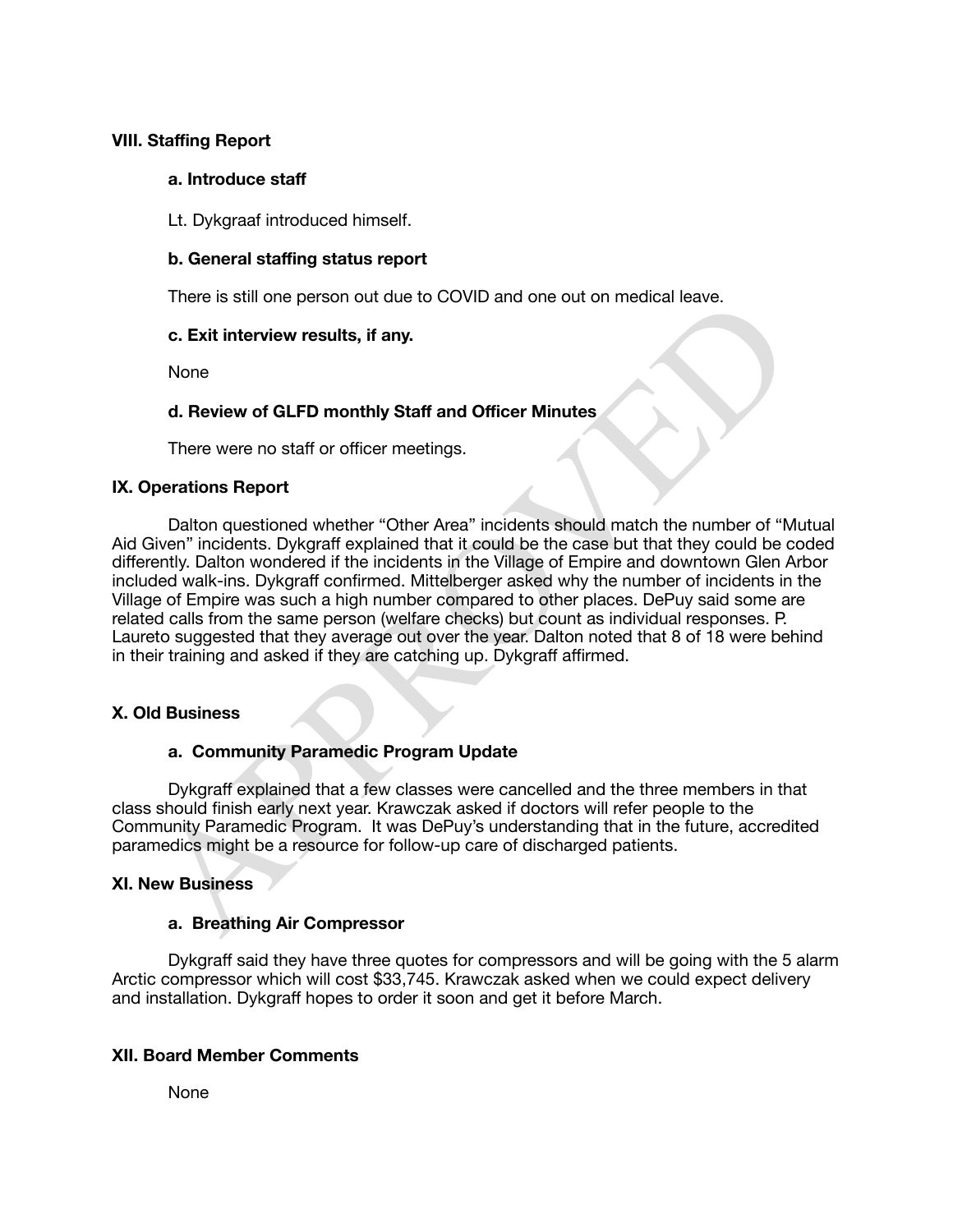## VIII. Staffing Report

### a. Introduce staff

Lt. Dykgraaf introduced himself.

### b. General staffing status report

There is still one person out due to COVID and one out on medical leave.

### c. Exit interview results, if any.

None

### d. Review of GLFD monthly Staff and Officer Minutes

There were no staff or officer meetings.

## IX. Operations Report

Dalton questioned whether "Other Area" incidents should match the number of "Mutual Aid Given" incidents. Dykgraff explained that it could be the case but that they could be coded differently. Dalton wondered if the incidents in the Village of Empire and downtown Glen Arbor included walk-ins. Dykgraff confirmed. Mittelberger asked why the number of incidents in the Village of Empire was such a high number compared to other places. DePuy said some are related calls from the same person (welfare checks) but count as individual responses. P. Laureto suggested that they average out over the year. Dalton noted that 8 of 18 were behind in their training and asked if they are catching up. Dykgraff affirmed.

## X. Old Business

### a. Community Paramedic Program Update

Dykgraff explained that a few classes were cancelled and the three members in that class should finish early next year. Krawczak asked if doctors will refer people to the Community Paramedic Program. It was DePuy's understanding that in the future, accredited paramedics might be a resource for follow-up care of discharged patients.

## XI. New Business

### a. Breathing Air Compressor

Dykgraff said they have three quotes for compressors and will be going with the 5 alarm Arctic compressor which will cost $33,745. Krawczak asked when we could expect delivery and installation. Dykgraff hopes to order it soon and get it before March.

## XII. Board Member Comments

None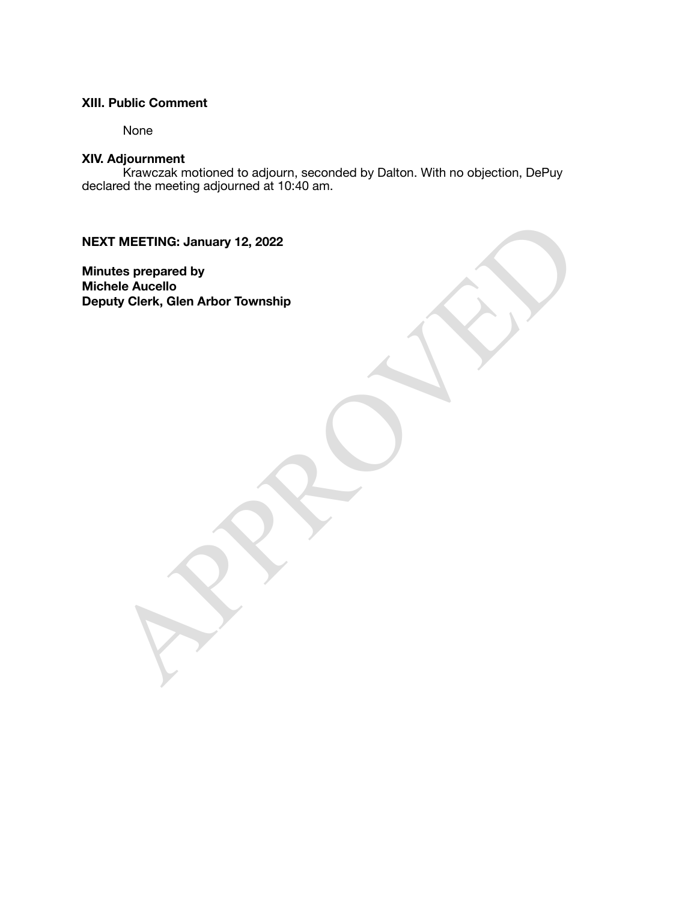**XIII. Public Comment**

None

**XIV. Adjournment**

Krawczak motioned to adjourn, seconded by Dalton. With no objection, DePuy declared the meeting adjourned at 10:40 am.

**NEXT MEETING: January 12, 2022**

**Minutes prepared by**
**Michele Aucello**
**Deputy Clerk, Glen Arbor Township**

APPROVED